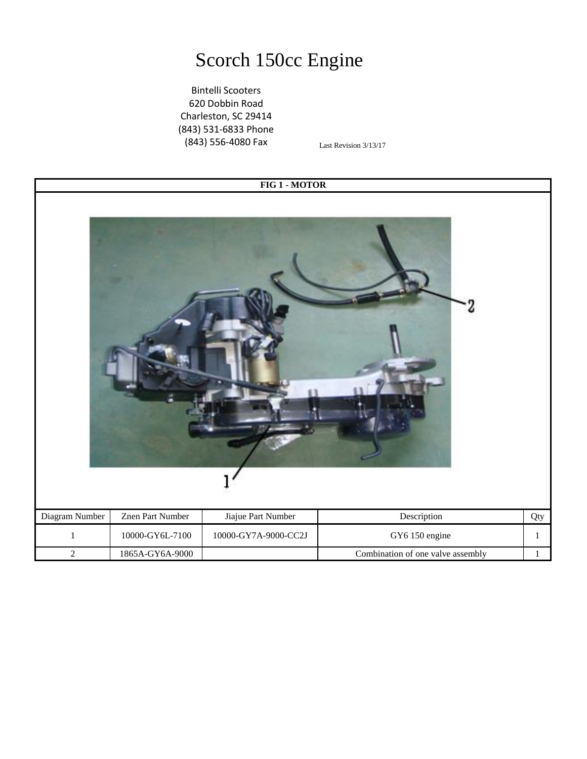# Scorch 150cc Engine

Bintelli Scooters
620 Dobbin Road
Charleston, SC 29414
(843) 531-6833 Phone
(843) 556-4080 Fax

Last Revision 3/13/17

**FIG 1 - MOTOR**

| Diagram Number | Znen Part Number | Jiajue Part Number | Description | Qty |
|---|---|---|---|---|
| 1 | 10000-GY6L-7100 | 10000-GY7A-9000-CC2J | GY6 150 engine | 1 |
| 2 | 1865A-GY6A-9000 | | Combination of one valve assembly | 1 |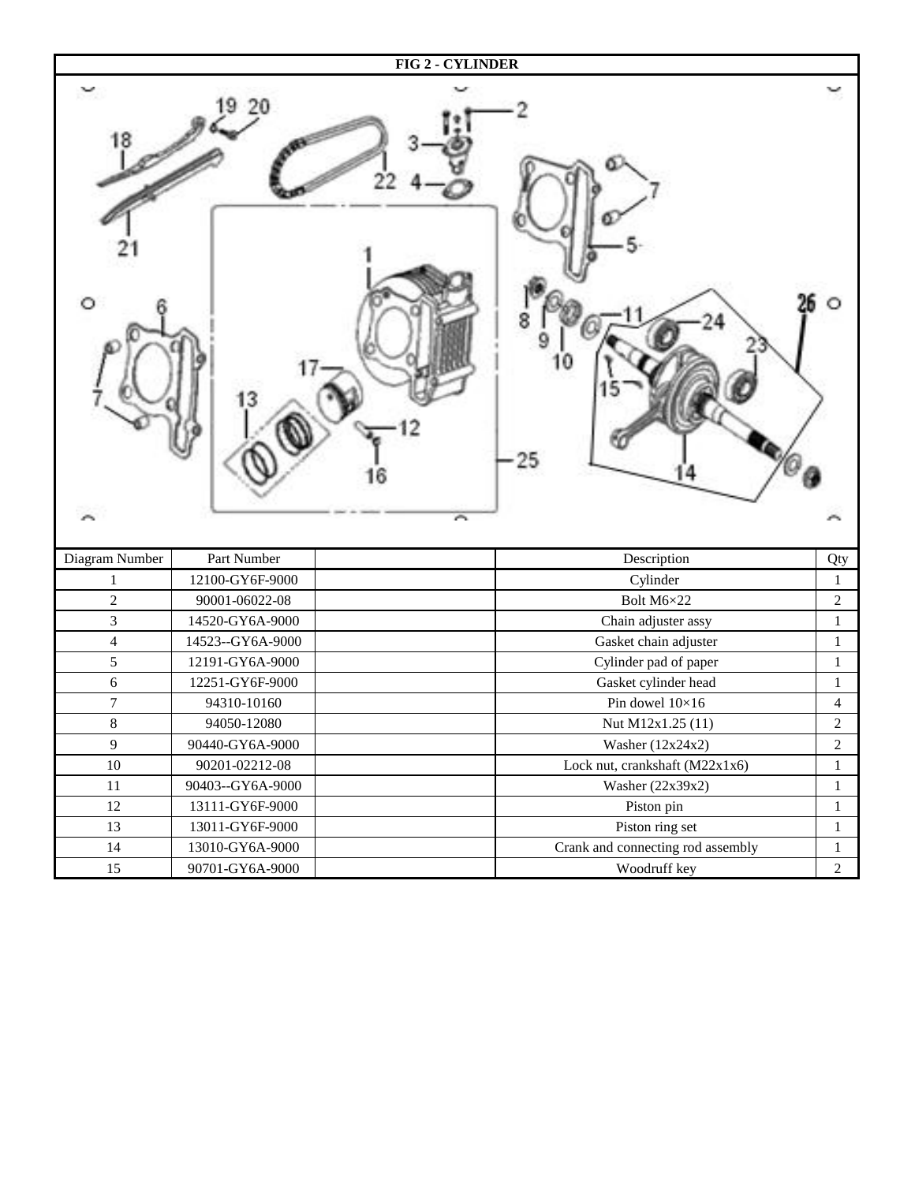# FIG 2 - CYLINDER

| Diagram Number | Part Number | | Description | Qty |
|---|---|---|---|---|
| 1 | 12100-GY6F-9000 | | Cylinder | 1 |
| 2 | 90001-06022-08 | | Bolt M6×22 | 2 |
| 3 | 14520-GY6A-9000 | | Chain adjuster assy | 1 |
| 4 | 14523--GY6A-9000 | | Gasket chain adjuster | 1 |
| 5 | 12191-GY6A-9000 | | Cylinder pad of paper | 1 |
| 6 | 12251-GY6F-9000 | | Gasket cylinder head | 1 |
| 7 | 94310-10160 | | Pin dowel 10×16 | 4 |
| 8 | 94050-12080 | | Nut M12x1.25 (11) | 2 |
| 9 | 90440-GY6A-9000 | | Washer (12x24x2) | 2 |
| 10 | 90201-02212-08 | | Lock nut, crankshaft (M22x1x6) | 1 |
| 11 | 90403--GY6A-9000 | | Washer (22x39x2) | 1 |
| 12 | 13111-GY6F-9000 | | Piston pin | 1 |
| 13 | 13011-GY6F-9000 | | Piston ring set | 1 |
| 14 | 13010-GY6A-9000 | | Crank and connecting rod assembly | 1 |
| 15 | 90701-GY6A-9000 | | Woodruff key | 2 |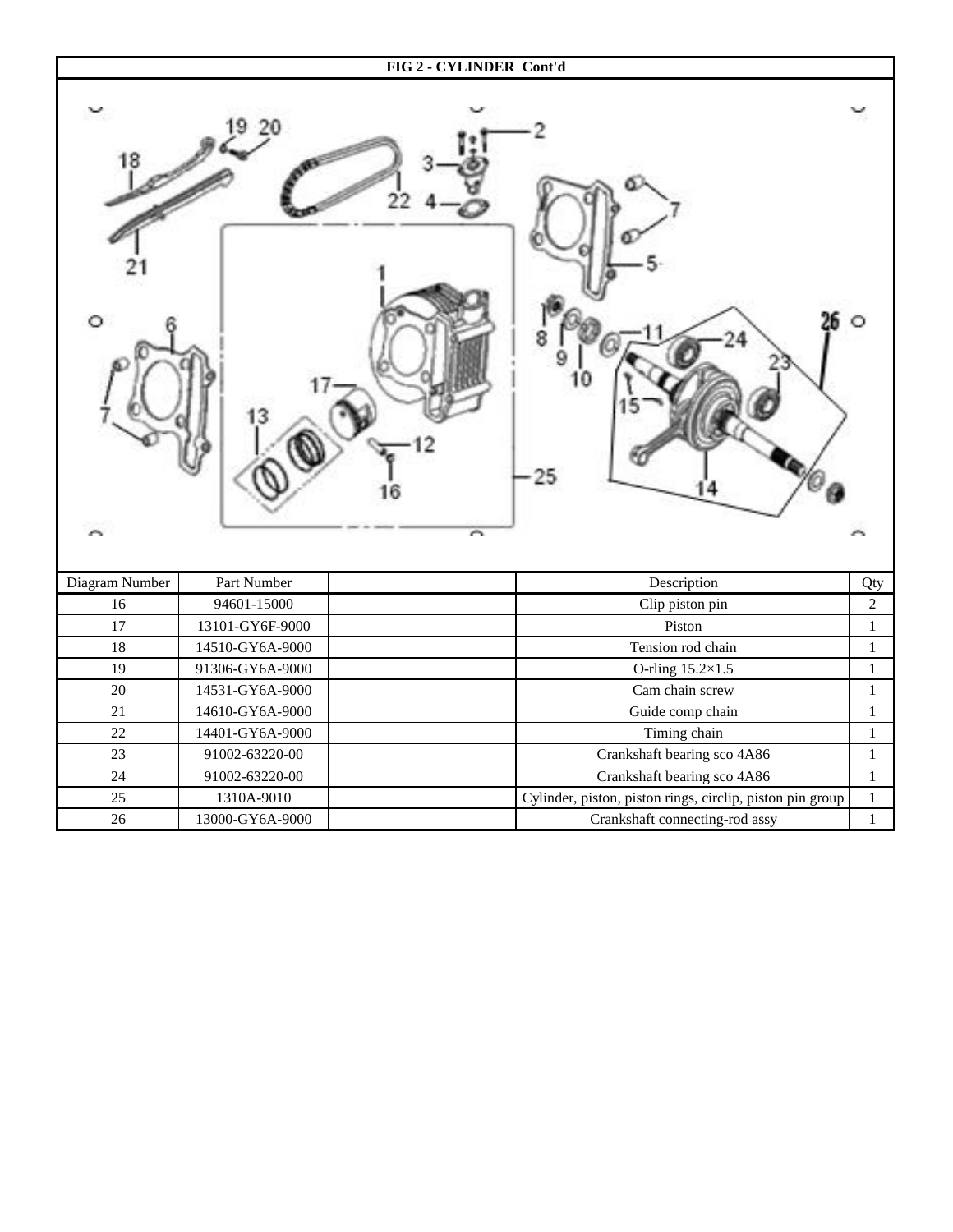**FIG 2 - CYLINDER  Cont'd**

| Diagram Number | Part Number | | Description | Qty |
|---|---|---|---|---|
| 16 | 94601-15000 | | Clip piston pin | 2 |
| 17 | 13101-GY6F-9000 | | Piston | 1 |
| 18 | 14510-GY6A-9000 | | Tension rod chain | 1 |
| 19 | 91306-GY6A-9000 | | O-rling 15.2×1.5 | 1 |
| 20 | 14531-GY6A-9000 | | Cam chain screw | 1 |
| 21 | 14610-GY6A-9000 | | Guide comp chain | 1 |
| 22 | 14401-GY6A-9000 | | Timing chain | 1 |
| 23 | 91002-63220-00 | | Crankshaft bearing sco 4A86 | 1 |
| 24 | 91002-63220-00 | | Crankshaft bearing sco 4A86 | 1 |
| 25 | 1310A-9010 | | Cylinder, piston, piston rings, circlip, piston pin group | 1 |
| 26 | 13000-GY6A-9000 | | Crankshaft connecting-rod assy | 1 |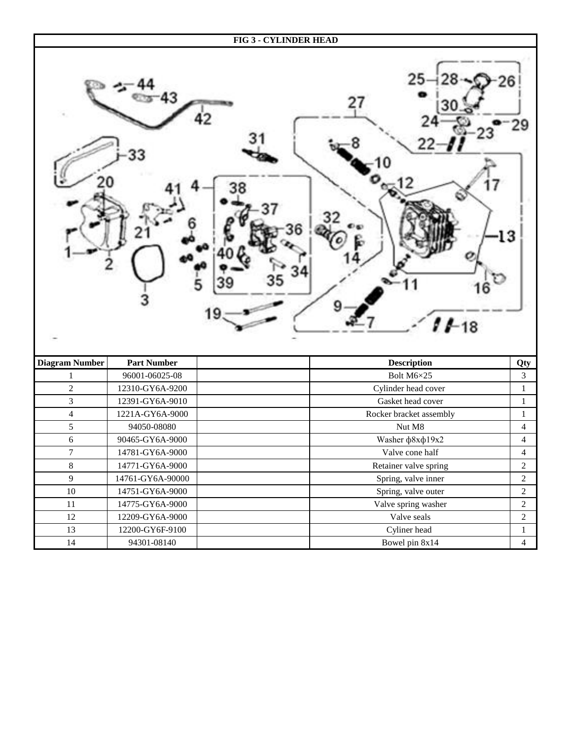**FIG 3 - CYLINDER HEAD**

| Diagram Number | Part Number | | Description | Qty |
|---|---|---|---|---|
| 1 | 96001-06025-08 | | Bolt M6×25 | 3 |
| 2 | 12310-GY6A-9200 | | Cylinder head cover | 1 |
| 3 | 12391-GY6A-9010 | | Gasket head cover | 1 |
| 4 | 1221A-GY6A-9000 | | Rocker bracket assembly | 1 |
| 5 | 94050-08080 | | Nut M8 | 4 |
| 6 | 90465-GY6A-9000 | | Washer ф8xф19x2 | 4 |
| 7 | 14781-GY6A-9000 | | Valve cone half | 4 |
| 8 | 14771-GY6A-9000 | | Retainer valve spring | 2 |
| 9 | 14761-GY6A-90000 | | Spring, valve inner | 2 |
| 10 | 14751-GY6A-9000 | | Spring, valve outer | 2 |
| 11 | 14775-GY6A-9000 | | Valve spring washer | 2 |
| 12 | 12209-GY6A-9000 | | Valve seals | 2 |
| 13 | 12200-GY6F-9100 | | Cyliner head | 1 |
| 14 | 94301-08140 | | Bowel pin 8x14 | 4 |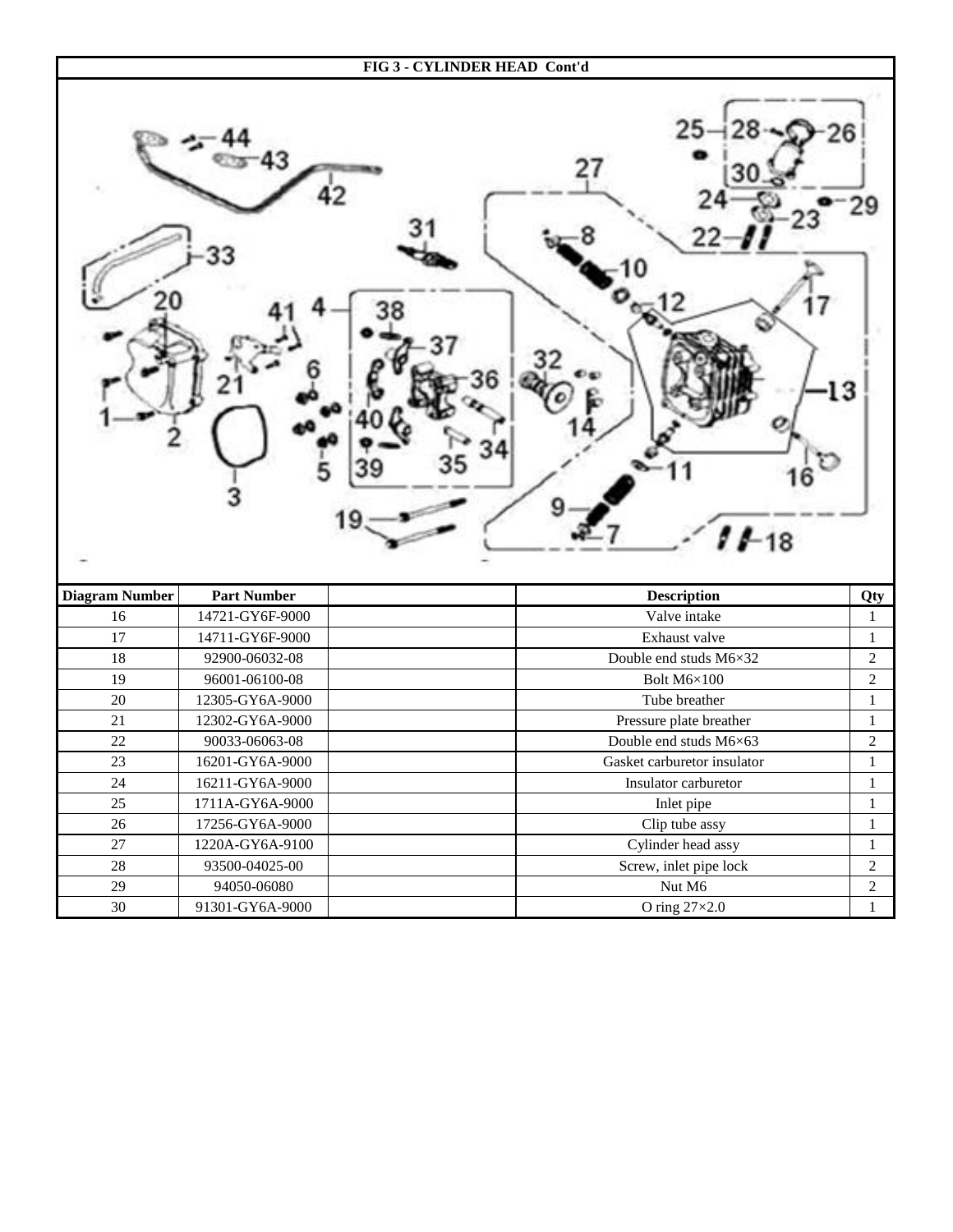**FIG 3 - CYLINDER HEAD Cont'd**

| Diagram Number | Part Number | | Description | Qty |
|---|---|---|---|---|
| 16 | 14721-GY6F-9000 | | Valve intake | 1 |
| 17 | 14711-GY6F-9000 | | Exhaust valve | 1 |
| 18 | 92900-06032-08 | | Double end studs M6×32 | 2 |
| 19 | 96001-06100-08 | | Bolt M6×100 | 2 |
| 20 | 12305-GY6A-9000 | | Tube breather | 1 |
| 21 | 12302-GY6A-9000 | | Pressure plate breather | 1 |
| 22 | 90033-06063-08 | | Double end studs M6×63 | 2 |
| 23 | 16201-GY6A-9000 | | Gasket carburetor insulator | 1 |
| 24 | 16211-GY6A-9000 | | Insulator carburetor | 1 |
| 25 | 1711A-GY6A-9000 | | Inlet pipe | 1 |
| 26 | 17256-GY6A-9000 | | Clip tube assy | 1 |
| 27 | 1220A-GY6A-9100 | | Cylinder head assy | 1 |
| 28 | 93500-04025-00 | | Screw, inlet pipe lock | 2 |
| 29 | 94050-06080 | | Nut M6 | 2 |
| 30 | 91301-GY6A-9000 | | O ring 27×2.0 | 1 |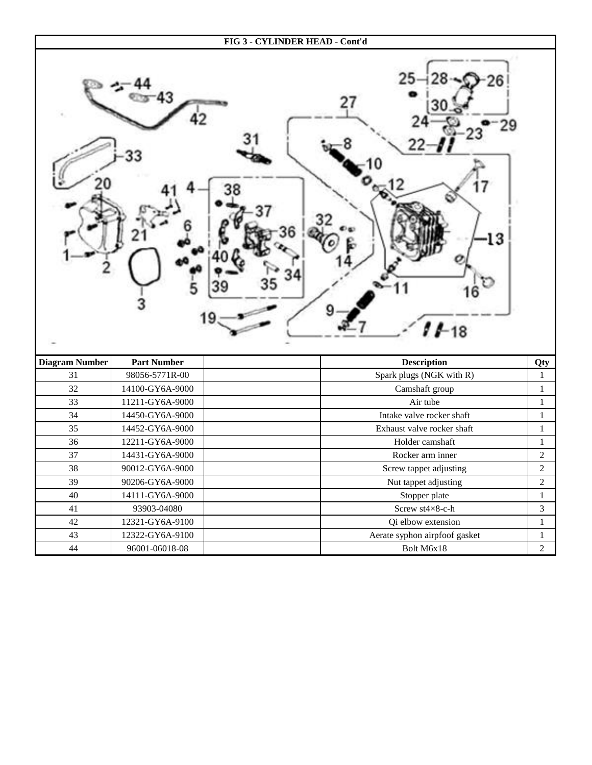**FIG 3 - CYLINDER HEAD - Cont'd**

| Diagram Number | Part Number | | Description | Qty |
|---|---|---|---|---|
| 31 | 98056-5771R-00 | | Spark plugs (NGK with R) | 1 |
| 32 | 14100-GY6A-9000 | | Camshaft group | 1 |
| 33 | 11211-GY6A-9000 | | Air tube | 1 |
| 34 | 14450-GY6A-9000 | | Intake valve rocker shaft | 1 |
| 35 | 14452-GY6A-9000 | | Exhaust valve rocker shaft | 1 |
| 36 | 12211-GY6A-9000 | | Holder camshaft | 1 |
| 37 | 14431-GY6A-9000 | | Rocker arm inner | 2 |
| 38 | 90012-GY6A-9000 | | Screw tappet adjusting | 2 |
| 39 | 90206-GY6A-9000 | | Nut tappet adjusting | 2 |
| 40 | 14111-GY6A-9000 | | Stopper plate | 1 |
| 41 | 93903-04080 | | Screw st4×8-c-h | 3 |
| 42 | 12321-GY6A-9100 | | Qi elbow extension | 1 |
| 43 | 12322-GY6A-9100 | | Aerate syphon airpfoof gasket | 1 |
| 44 | 96001-06018-08 | | Bolt M6x18 | 2 |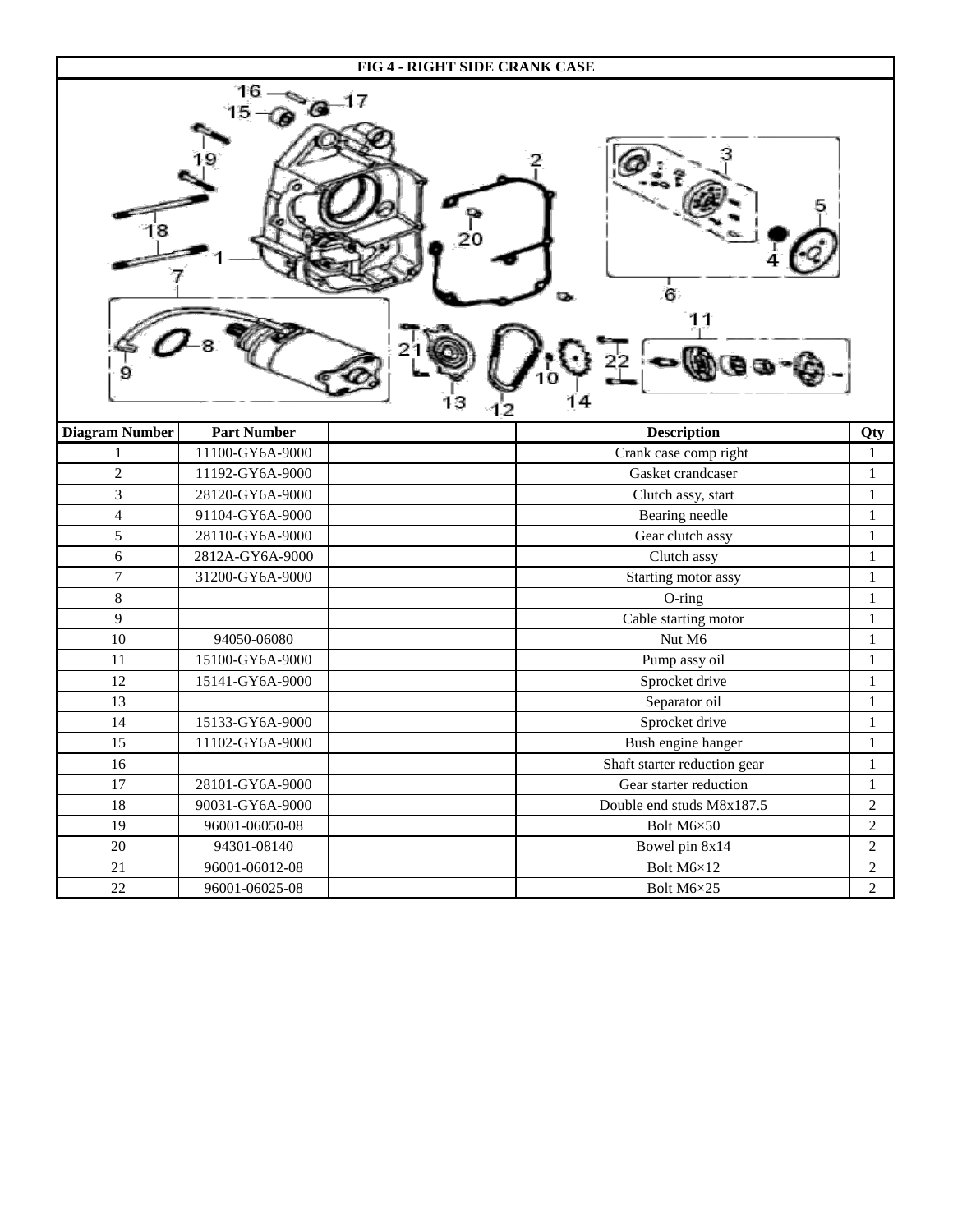# FIG 4 - RIGHT SIDE CRANK CASE

| Diagram Number | Part Number | | Description | Qty |
|---|---|---|---|---|
| 1 | 11100-GY6A-9000 | | Crank case comp right | 1 |
| 2 | 11192-GY6A-9000 | | Gasket crandcaser | 1 |
| 3 | 28120-GY6A-9000 | | Clutch assy, start | 1 |
| 4 | 91104-GY6A-9000 | | Bearing needle | 1 |
| 5 | 28110-GY6A-9000 | | Gear clutch assy | 1 |
| 6 | 2812A-GY6A-9000 | | Clutch assy | 1 |
| 7 | 31200-GY6A-9000 | | Starting motor assy | 1 |
| 8 | | | O-ring | 1 |
| 9 | | | Cable starting motor | 1 |
| 10 | 94050-06080 | | Nut M6 | 1 |
| 11 | 15100-GY6A-9000 | | Pump assy oil | 1 |
| 12 | 15141-GY6A-9000 | | Sprocket drive | 1 |
| 13 | | | Separator oil | 1 |
| 14 | 15133-GY6A-9000 | | Sprocket drive | 1 |
| 15 | 11102-GY6A-9000 | | Bush engine hanger | 1 |
| 16 | | | Shaft starter reduction gear | 1 |
| 17 | 28101-GY6A-9000 | | Gear starter reduction | 1 |
| 18 | 90031-GY6A-9000 | | Double end studs M8x187.5 | 2 |
| 19 | 96001-06050-08 | | Bolt M6×50 | 2 |
| 20 | 94301-08140 | | Bowel pin 8x14 | 2 |
| 21 | 96001-06012-08 | | Bolt M6×12 | 2 |
| 22 | 96001-06025-08 | | Bolt M6×25 | 2 |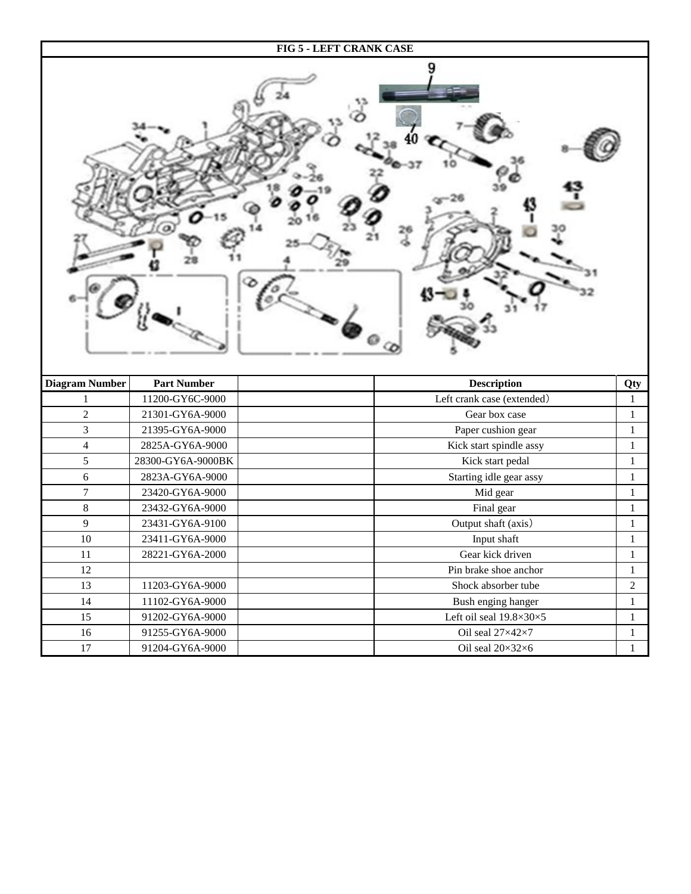**FIG 5 - LEFT CRANK CASE**

| Diagram Number | Part Number | | Description | Qty |
|---|---|---|---|---|
| 1 | 11200-GY6C-9000 | | Left crank case (extended） | 1 |
| 2 | 21301-GY6A-9000 | | Gear box case | 1 |
| 3 | 21395-GY6A-9000 | | Paper cushion gear | 1 |
| 4 | 2825A-GY6A-9000 | | Kick start spindle assy | 1 |
| 5 | 28300-GY6A-9000BK | | Kick start pedal | 1 |
| 6 | 2823A-GY6A-9000 | | Starting idle gear assy | 1 |
| 7 | 23420-GY6A-9000 | | Mid gear | 1 |
| 8 | 23432-GY6A-9000 | | Final gear | 1 |
| 9 | 23431-GY6A-9100 | | Output shaft (axis） | 1 |
| 10 | 23411-GY6A-9000 | | Input shaft | 1 |
| 11 | 28221-GY6A-2000 | | Gear kick driven | 1 |
| 12 | | | Pin brake shoe anchor | 1 |
| 13 | 11203-GY6A-9000 | | Shock absorber tube | 2 |
| 14 | 11102-GY6A-9000 | | Bush enging hanger | 1 |
| 15 | 91202-GY6A-9000 | | Left oil seal 19.8×30×5 | 1 |
| 16 | 91255-GY6A-9000 | | Oil seal 27×42×7 | 1 |
| 17 | 91204-GY6A-9000 | | Oil seal 20×32×6 | 1 |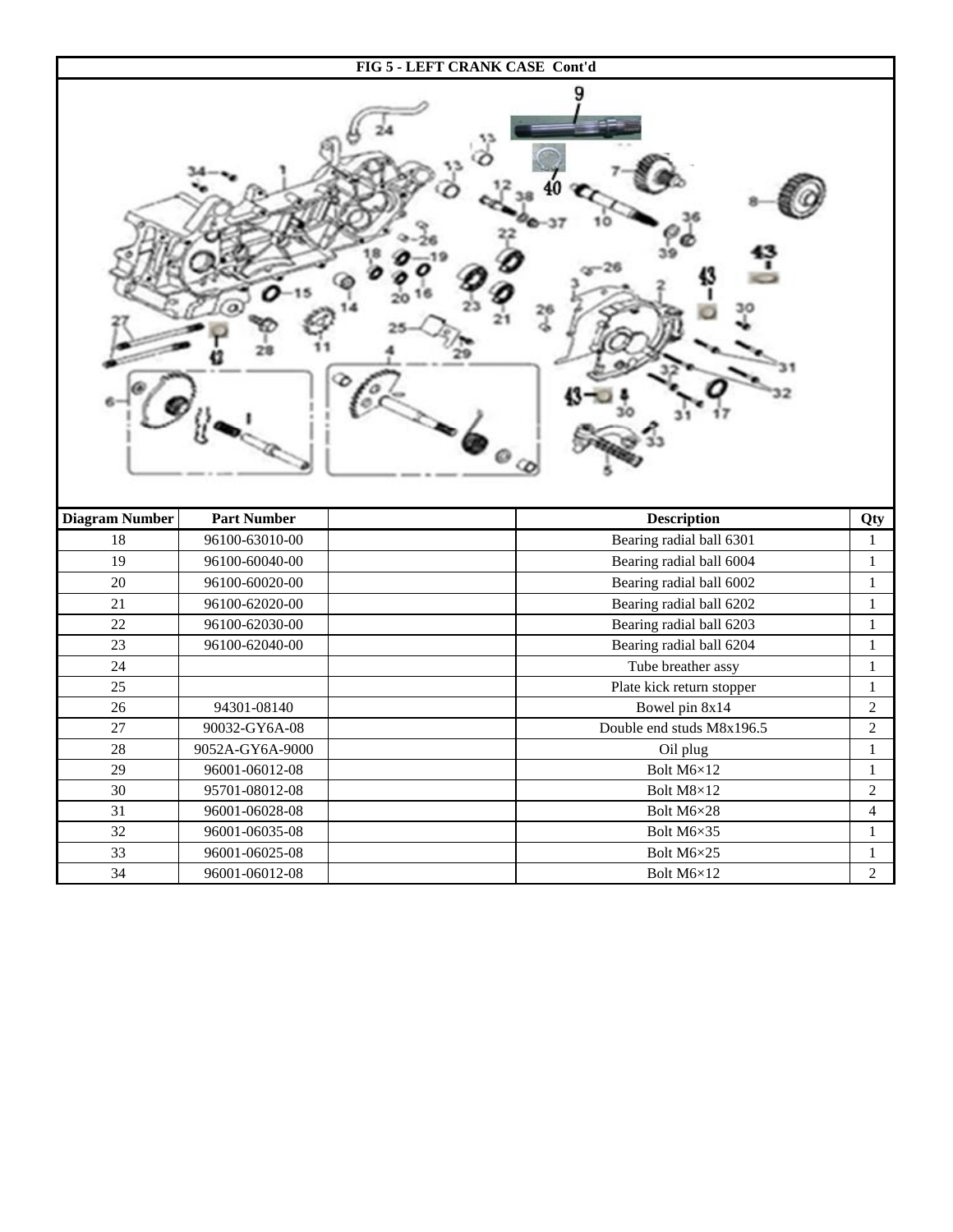**FIG 5 - LEFT CRANK CASE  Cont'd**

| Diagram Number | Part Number | | Description | Qty |
|---|---|---|---|---|
| 18 | 96100-63010-00 | | Bearing radial ball 6301 | 1 |
| 19 | 96100-60040-00 | | Bearing radial ball 6004 | 1 |
| 20 | 96100-60020-00 | | Bearing radial ball 6002 | 1 |
| 21 | 96100-62020-00 | | Bearing radial ball 6202 | 1 |
| 22 | 96100-62030-00 | | Bearing radial ball 6203 | 1 |
| 23 | 96100-62040-00 | | Bearing radial ball 6204 | 1 |
| 24 | | | Tube breather assy | 1 |
| 25 | | | Plate kick return stopper | 1 |
| 26 | 94301-08140 | | Bowel pin 8x14 | 2 |
| 27 | 90032-GY6A-08 | | Double end studs M8x196.5 | 2 |
| 28 | 9052A-GY6A-9000 | | Oil plug | 1 |
| 29 | 96001-06012-08 | | Bolt M6×12 | 1 |
| 30 | 95701-08012-08 | | Bolt M8×12 | 2 |
| 31 | 96001-06028-08 | | Bolt M6×28 | 4 |
| 32 | 96001-06035-08 | | Bolt M6×35 | 1 |
| 33 | 96001-06025-08 | | Bolt M6×25 | 1 |
| 34 | 96001-06012-08 | | Bolt M6×12 | 2 |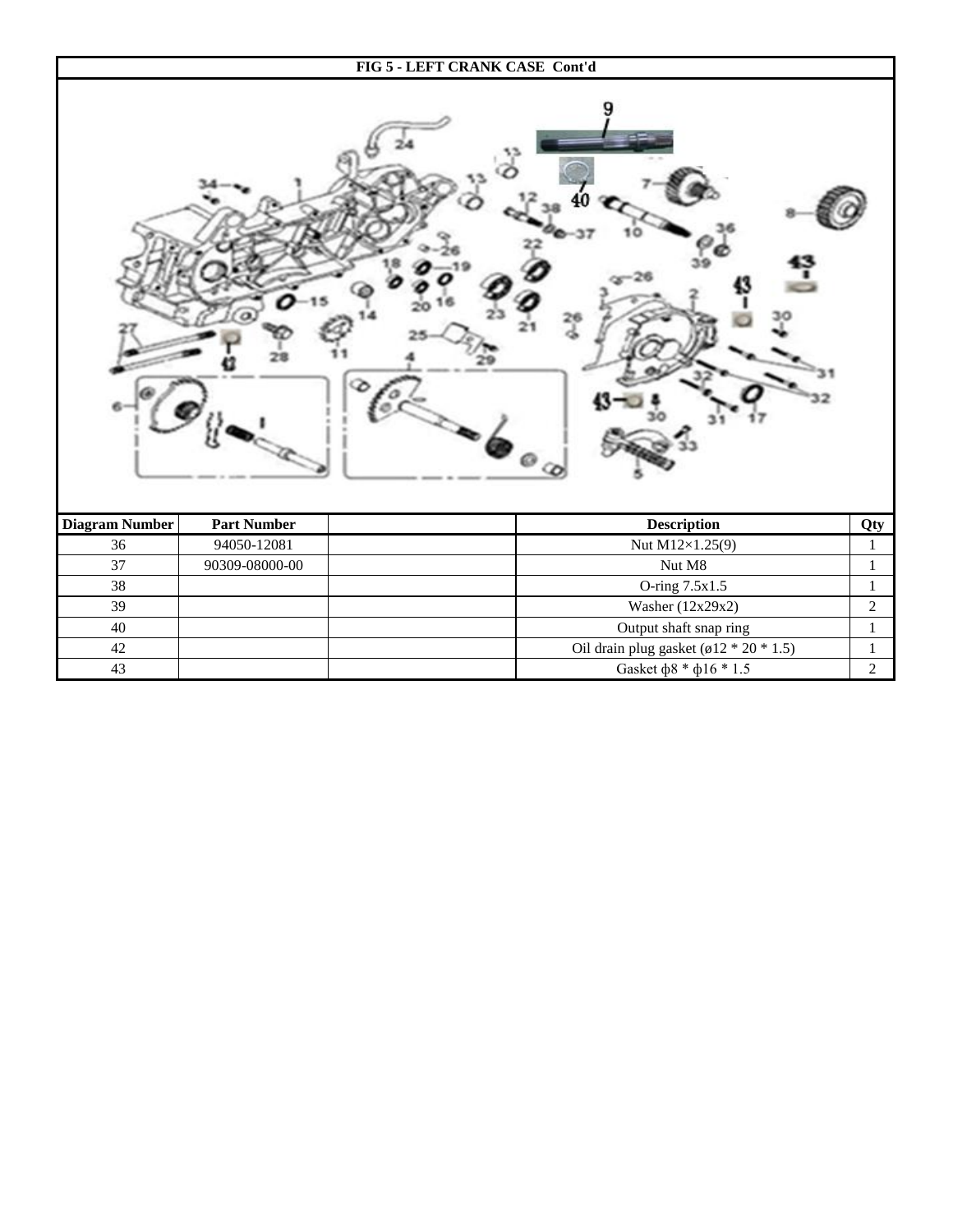**FIG 5 - LEFT CRANK CASE Cont'd**

| Diagram Number | Part Number | | Description | Qty |
|---|---|---|---|---|
| 36 | 94050-12081 | | Nut M12×1.25(9) | 1 |
| 37 | 90309-08000-00 | | Nut M8 | 1 |
| 38 | | | O-ring 7.5x1.5 | 1 |
| 39 | | | Washer (12x29x2) | 2 |
| 40 | | | Output shaft snap ring | 1 |
| 42 | | | Oil drain plug gasket (ø12 * 20 * 1.5) | 1 |
| 43 | | | Gasket ф8 * ф16 * 1.5 | 2 |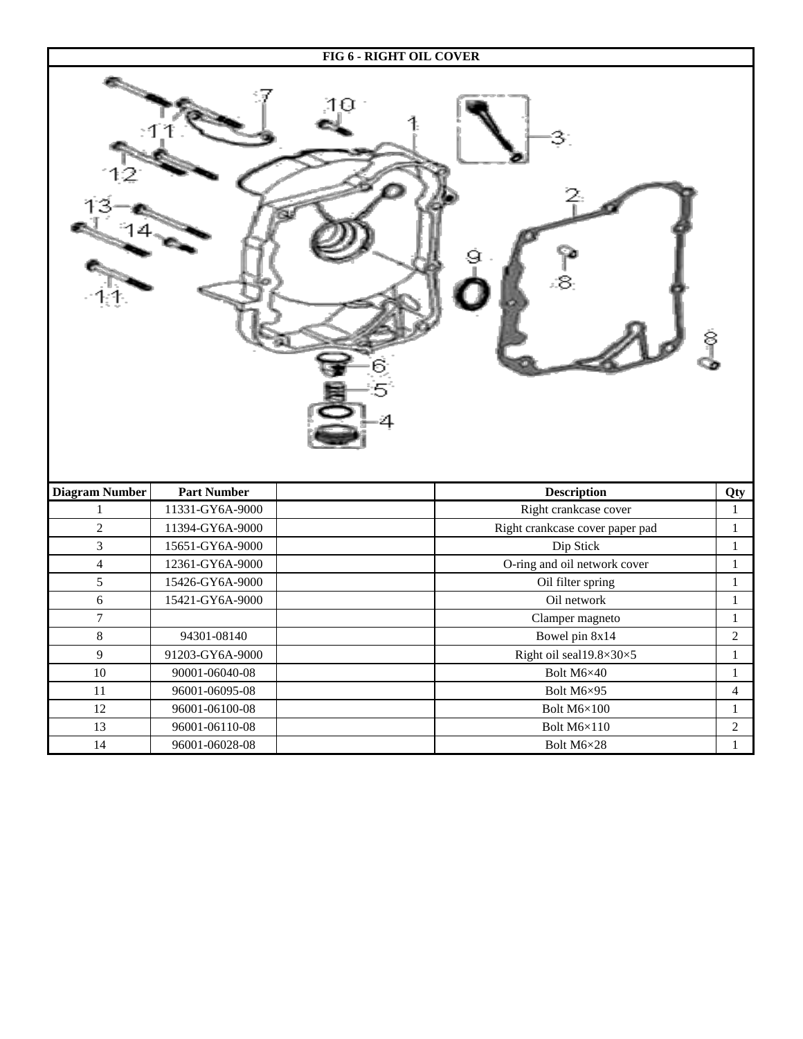# FIG 6 - RIGHT OIL COVER

| Diagram Number | Part Number | | Description | Qty |
|---|---|---|---|---|
| 1 | 11331-GY6A-9000 | | Right crankcase cover | 1 |
| 2 | 11394-GY6A-9000 | | Right crankcase cover paper pad | 1 |
| 3 | 15651-GY6A-9000 | | Dip Stick | 1 |
| 4 | 12361-GY6A-9000 | | O-ring and oil network cover | 1 |
| 5 | 15426-GY6A-9000 | | Oil filter spring | 1 |
| 6 | 15421-GY6A-9000 | | Oil network | 1 |
| 7 | | | Clamper magneto | 1 |
| 8 | 94301-08140 | | Bowel pin 8x14 | 2 |
| 9 | 91203-GY6A-9000 | | Right oil seal19.8×30×5 | 1 |
| 10 | 90001-06040-08 | | Bolt M6×40 | 1 |
| 11 | 96001-06095-08 | | Bolt M6×95 | 4 |
| 12 | 96001-06100-08 | | Bolt M6×100 | 1 |
| 13 | 96001-06110-08 | | Bolt M6×110 | 2 |
| 14 | 96001-06028-08 | | Bolt M6×28 | 1 |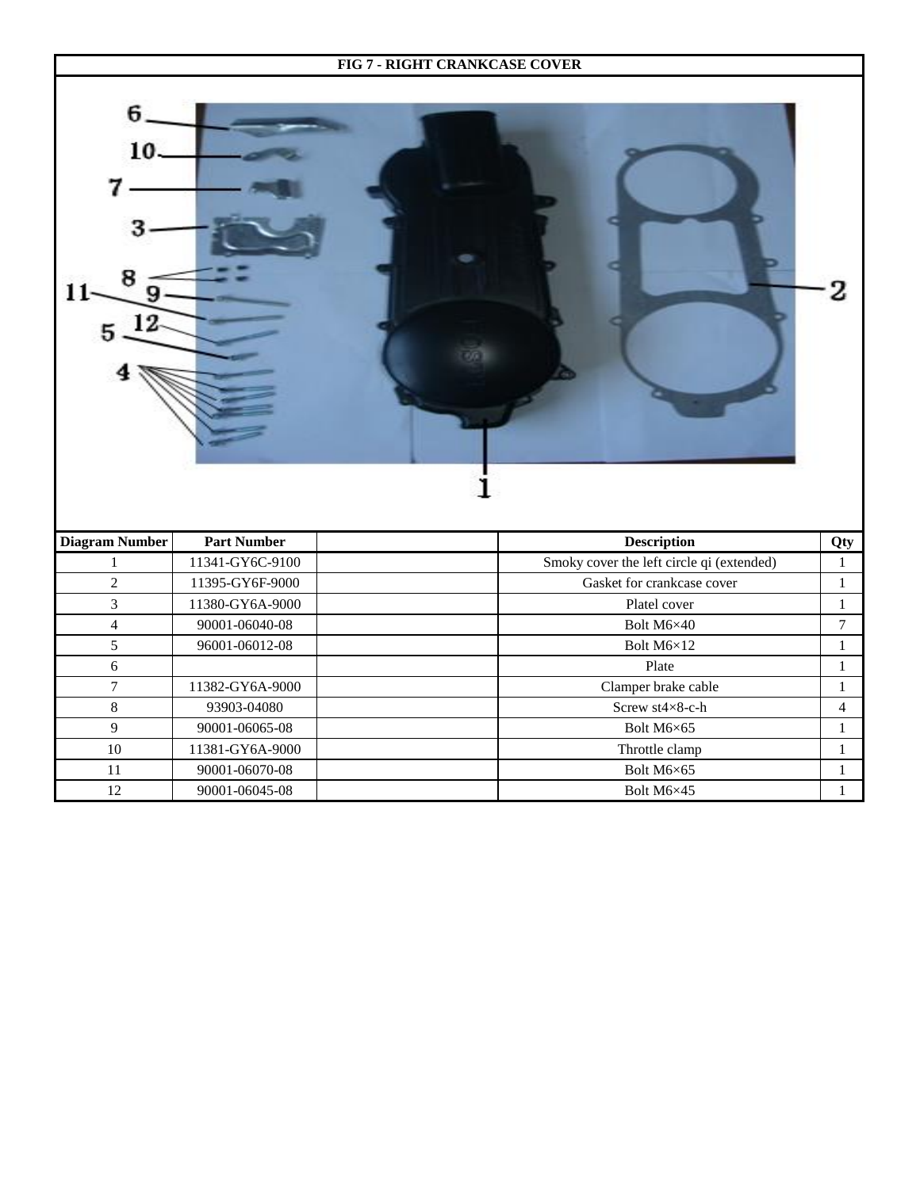**FIG 7 - RIGHT CRANKCASE COVER**

| Diagram Number | Part Number | | Description | Qty |
|---|---|---|---|---|
| 1 | 11341-GY6C-9100 | | Smoky cover the left circle qi (extended) | 1 |
| 2 | 11395-GY6F-9000 | | Gasket for crankcase cover | 1 |
| 3 | 11380-GY6A-9000 | | Platel cover | 1 |
| 4 | 90001-06040-08 | | Bolt M6×40 | 7 |
| 5 | 96001-06012-08 | | Bolt M6×12 | 1 |
| 6 | | | Plate | 1 |
| 7 | 11382-GY6A-9000 | | Clamper brake cable | 1 |
| 8 | 93903-04080 | | Screw st4×8-c-h | 4 |
| 9 | 90001-06065-08 | | Bolt M6×65 | 1 |
| 10 | 11381-GY6A-9000 | | Throttle clamp | 1 |
| 11 | 90001-06070-08 | | Bolt M6×65 | 1 |
| 12 | 90001-06045-08 | | Bolt M6×45 | 1 |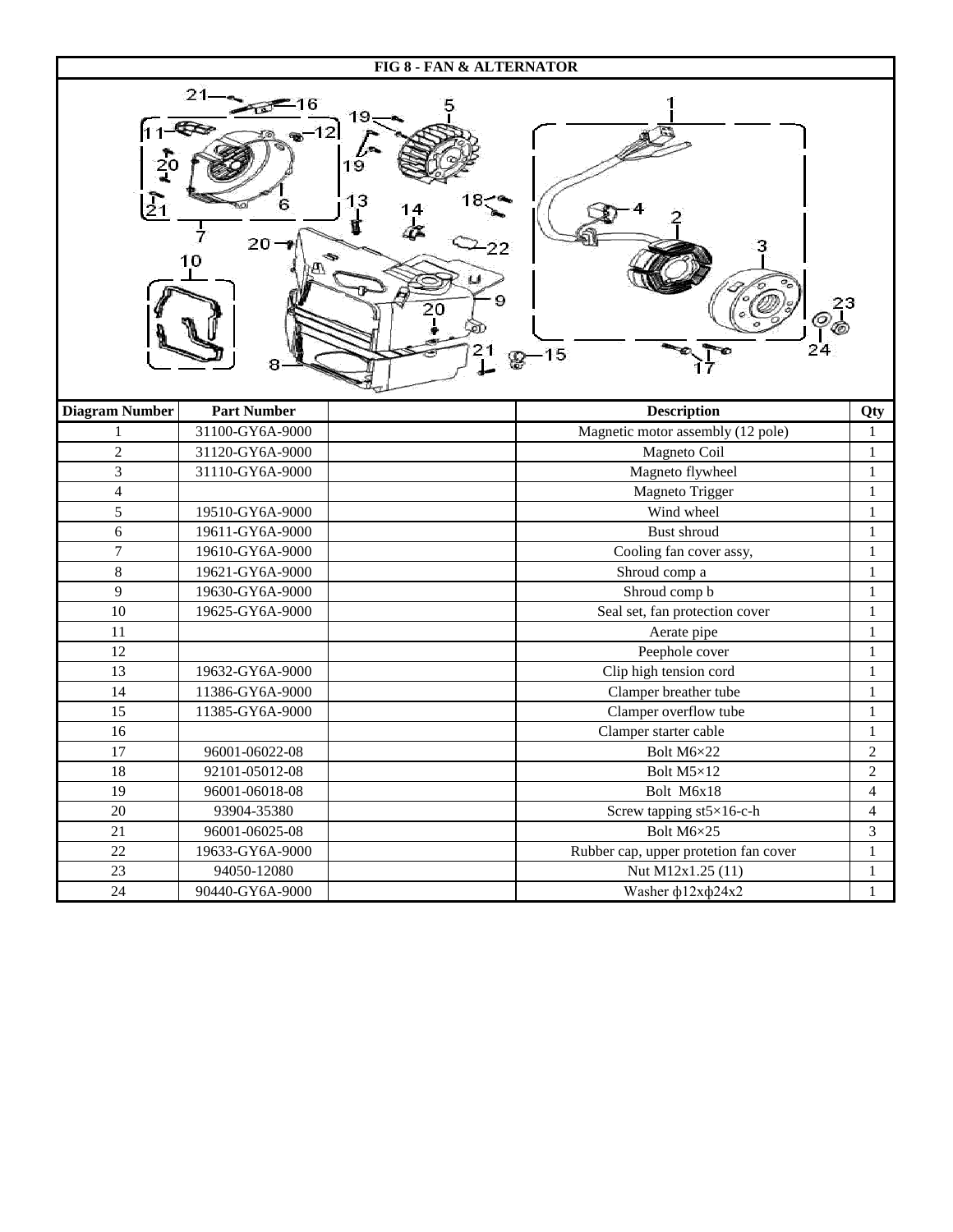# FIG 8 - FAN & ALTERNATOR

| Diagram Number | Part Number | | Description | Qty |
|---|---|---|---|---|
| 1 | 31100-GY6A-9000 | | Magnetic motor assembly (12 pole) | 1 |
| 2 | 31120-GY6A-9000 | | Magneto Coil | 1 |
| 3 | 31110-GY6A-9000 | | Magneto flywheel | 1 |
| 4 | | | Magneto Trigger | 1 |
| 5 | 19510-GY6A-9000 | | Wind wheel | 1 |
| 6 | 19611-GY6A-9000 | | Bust shroud | 1 |
| 7 | 19610-GY6A-9000 | | Cooling fan cover assy, | 1 |
| 8 | 19621-GY6A-9000 | | Shroud comp a | 1 |
| 9 | 19630-GY6A-9000 | | Shroud comp b | 1 |
| 10 | 19625-GY6A-9000 | | Seal set, fan protection cover | 1 |
| 11 | | | Aerate pipe | 1 |
| 12 | | | Peephole cover | 1 |
| 13 | 19632-GY6A-9000 | | Clip high tension cord | 1 |
| 14 | 11386-GY6A-9000 | | Clamper breather tube | 1 |
| 15 | 11385-GY6A-9000 | | Clamper overflow tube | 1 |
| 16 | | | Clamper starter cable | 1 |
| 17 | 96001-06022-08 | | Bolt M6×22 | 2 |
| 18 | 92101-05012-08 | | Bolt M5×12 | 2 |
| 19 | 96001-06018-08 | | Bolt M6x18 | 4 |
| 20 | 93904-35380 | | Screw tapping st5×16-c-h | 4 |
| 21 | 96001-06025-08 | | Bolt M6×25 | 3 |
| 22 | 19633-GY6A-9000 | | Rubber cap, upper protetion fan cover | 1 |
| 23 | 94050-12080 | | Nut M12x1.25 (11) | 1 |
| 24 | 90440-GY6A-9000 | | Washer ф12xф24x2 | 1 |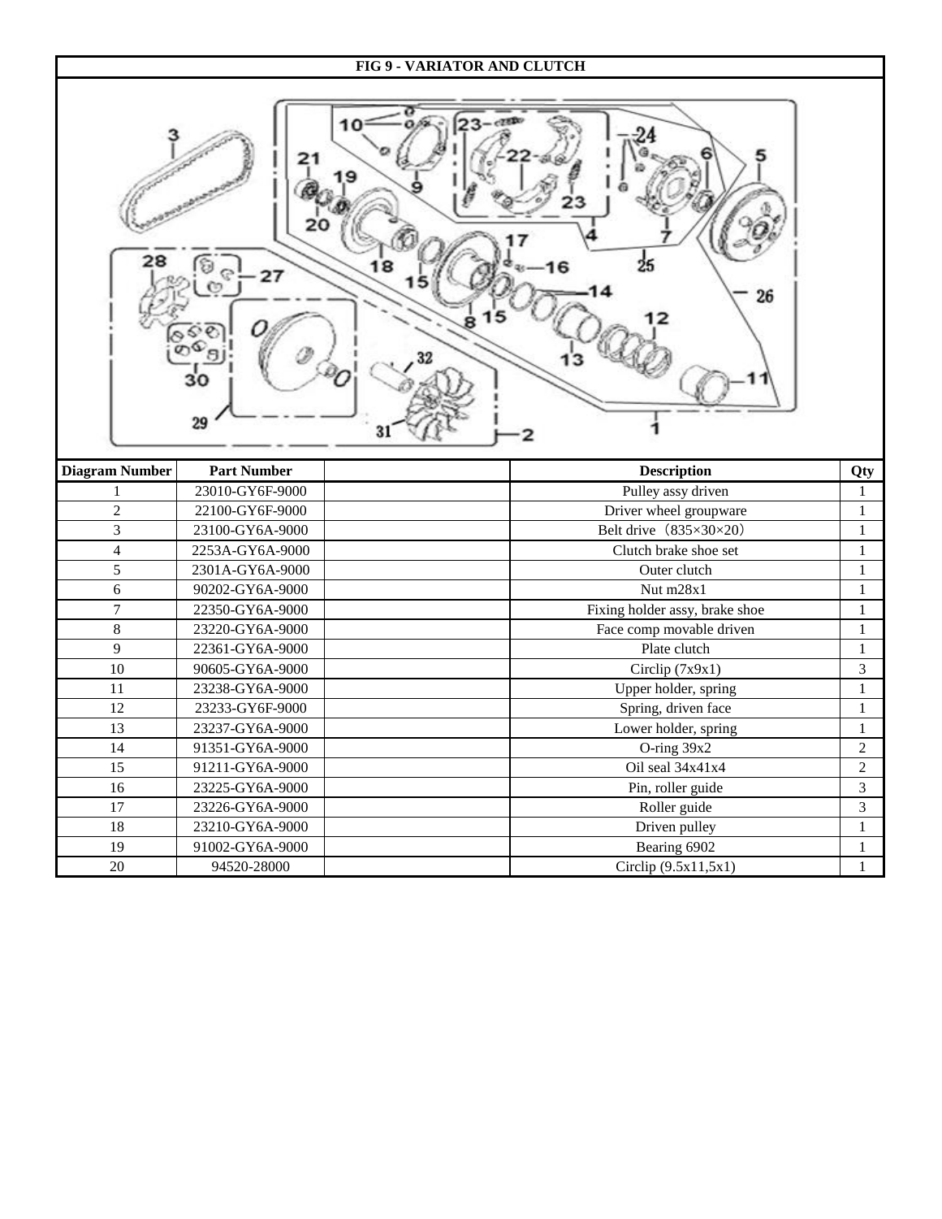# FIG 9 - VARIATOR AND CLUTCH

| Diagram Number | Part Number | | Description | Qty |
|---|---|---|---|---|
| 1 | 23010-GY6F-9000 | | Pulley assy driven | 1 |
| 2 | 22100-GY6F-9000 | | Driver wheel groupware | 1 |
| 3 | 23100-GY6A-9000 | | Belt drive（835×30×20） | 1 |
| 4 | 2253A-GY6A-9000 | | Clutch brake shoe set | 1 |
| 5 | 2301A-GY6A-9000 | | Outer clutch | 1 |
| 6 | 90202-GY6A-9000 | | Nut m28x1 | 1 |
| 7 | 22350-GY6A-9000 | | Fixing holder assy, brake shoe | 1 |
| 8 | 23220-GY6A-9000 | | Face comp movable driven | 1 |
| 9 | 22361-GY6A-9000 | | Plate clutch | 1 |
| 10 | 90605-GY6A-9000 | | Circlip (7x9x1) | 3 |
| 11 | 23238-GY6A-9000 | | Upper holder, spring | 1 |
| 12 | 23233-GY6F-9000 | | Spring, driven face | 1 |
| 13 | 23237-GY6A-9000 | | Lower holder, spring | 1 |
| 14 | 91351-GY6A-9000 | | O-ring 39x2 | 2 |
| 15 | 91211-GY6A-9000 | | Oil seal 34x41x4 | 2 |
| 16 | 23225-GY6A-9000 | | Pin, roller guide | 3 |
| 17 | 23226-GY6A-9000 | | Roller guide | 3 |
| 18 | 23210-GY6A-9000 | | Driven pulley | 1 |
| 19 | 91002-GY6A-9000 | | Bearing 6902 | 1 |
| 20 | 94520-28000 | | Circlip (9.5x11,5x1) | 1 |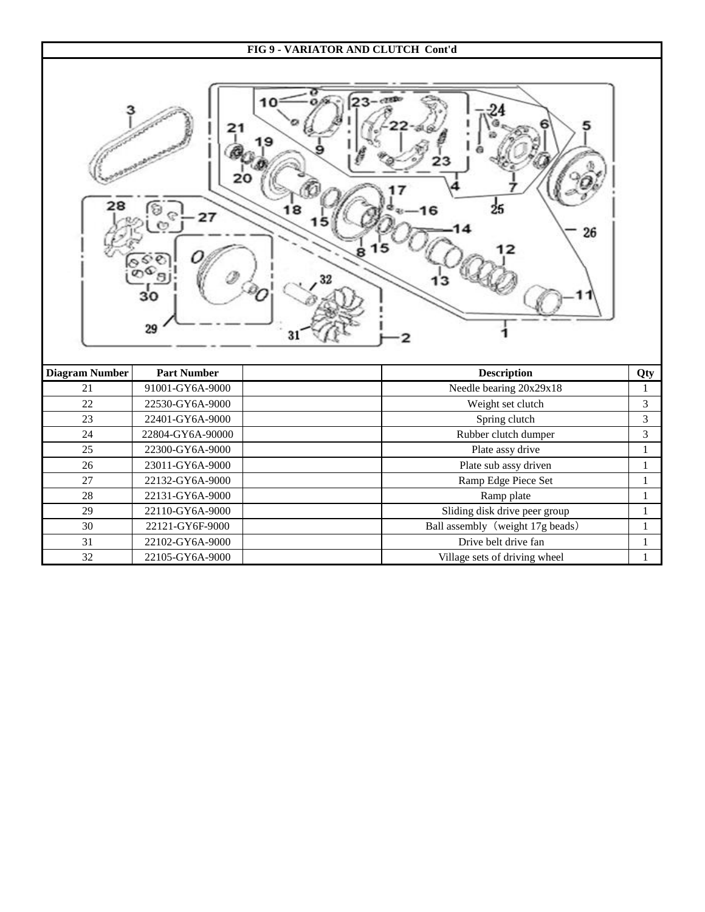# FIG 9 - VARIATOR AND CLUTCH Cont'd

3
10
23
22
24
6
5
21
19
9
23
20
4
7
18
17
28
27
15
16
25
14
26
8
15
12
13
30
32
11
29
31
2
1

| Diagram Number | Part Number | | Description | Qty |
|---|---|---|---|---|
| 21 | 91001-GY6A-9000 | | Needle bearing 20x29x18 | 1 |
| 22 | 22530-GY6A-9000 | | Weight set clutch | 3 |
| 23 | 22401-GY6A-9000 | | Spring clutch | 3 |
| 24 | 22804-GY6A-90000 | | Rubber clutch dumper | 3 |
| 25 | 22300-GY6A-9000 | | Plate assy drive | 1 |
| 26 | 23011-GY6A-9000 | | Plate sub assy driven | 1 |
| 27 | 22132-GY6A-9000 | | Ramp Edge Piece Set | 1 |
| 28 | 22131-GY6A-9000 | | Ramp plate | 1 |
| 29 | 22110-GY6A-9000 | | Sliding disk drive peer group | 1 |
| 30 | 22121-GY6F-9000 | | Ball assembly（weight 17g beads） | 1 |
| 31 | 22102-GY6A-9000 | | Drive belt drive fan | 1 |
| 32 | 22105-GY6A-9000 | | Village sets of driving wheel | 1 |